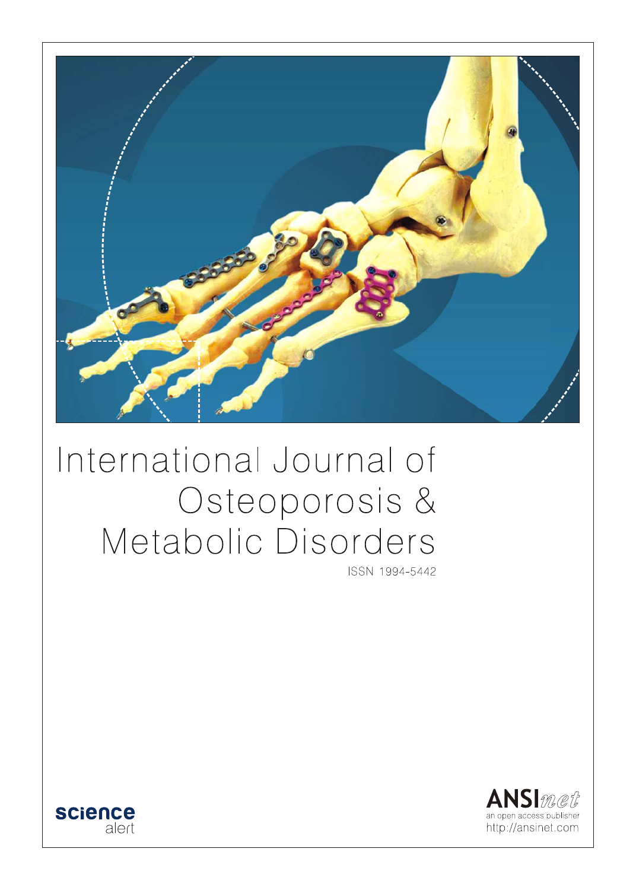# International Journal of Osteoporosis & Metabolic Disorders

ISSN 1994-5442

science alert

ANSInet
an open access publisher
http://ansinet.com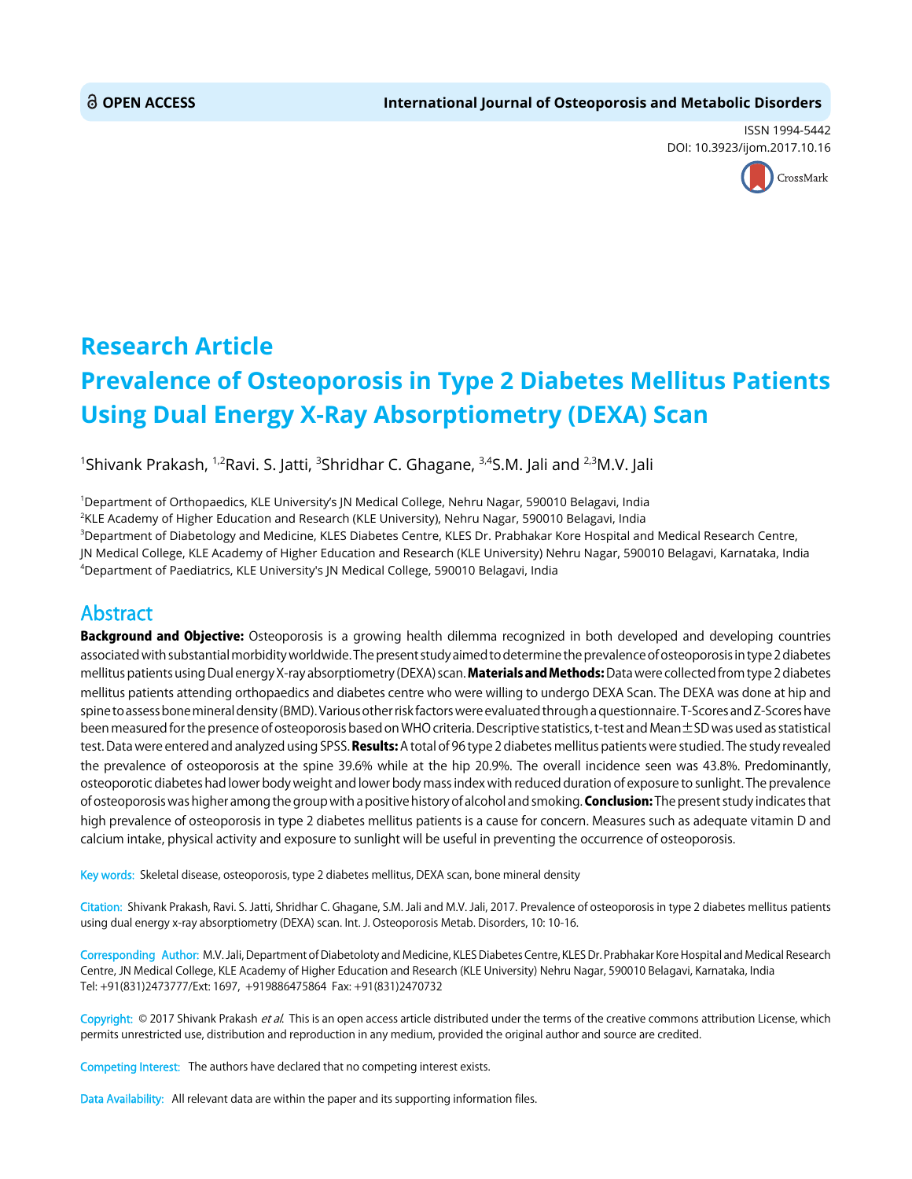OPEN ACCESS

International Journal of Osteoporosis and Metabolic Disorders

ISSN 1994-5442

DOI: 10.3923/ijom.2017.10.16

## Research Article

# Prevalence of Osteoporosis in Type 2 Diabetes Mellitus Patients Using Dual Energy X-Ray Absorptiometry (DEXA) Scan

[1]Shivank Prakash, [1,2]Ravi. S. Jatti, [3]Shridhar C. Ghagane, [3,4]S.M. Jali and [2,3]M.V. Jali

[1]Department of Orthopaedics, KLE University's JN Medical College, Nehru Nagar, 590010 Belagavi, India

[2]KLE Academy of Higher Education and Research (KLE University), Nehru Nagar, 590010 Belagavi, India

[3]Department of Diabetology and Medicine, KLES Diabetes Centre, KLES Dr. Prabhakar Kore Hospital and Medical Research Centre, JN Medical College, KLE Academy of Higher Education and Research (KLE University) Nehru Nagar, 590010 Belagavi, Karnataka, India

[4]Department of Paediatrics, KLE University's JN Medical College, 590010 Belagavi, India

## Abstract

**Background and Objective:** Osteoporosis is a growing health dilemma recognized in both developed and developing countries associated with substantial morbidity worldwide. The present study aimed to determine the prevalence of osteoporosis in type 2 diabetes mellitus patients using Dual energy X-ray absorptiometry (DEXA) scan. **Materials and Methods:** Data were collected from type 2 diabetes mellitus patients attending orthopaedics and diabetes centre who were willing to undergo DEXA Scan. The DEXA was done at hip and spine to assess bone mineral density (BMD). Various other risk factors were evaluated through a questionnaire. T-Scores and Z-Scores have been measured for the presence of osteoporosis based on WHO criteria. Descriptive statistics, t-test and Mean±SD was used as statistical test. Data were entered and analyzed using SPSS. **Results:** A total of 96 type 2 diabetes mellitus patients were studied. The study revealed the prevalence of osteoporosis at the spine 39.6% while at the hip 20.9%. The overall incidence seen was 43.8%. Predominantly, osteoporotic diabetes had lower body weight and lower body mass index with reduced duration of exposure to sunlight. The prevalence of osteoporosis was higher among the group with a positive history of alcohol and smoking. **Conclusion:** The present study indicates that high prevalence of osteoporosis in type 2 diabetes mellitus patients is a cause for concern. Measures such as adequate vitamin D and calcium intake, physical activity and exposure to sunlight will be useful in preventing the occurrence of osteoporosis.

Key words: Skeletal disease, osteoporosis, type 2 diabetes mellitus, DEXA scan, bone mineral density

Citation: Shivank Prakash, Ravi. S. Jatti, Shridhar C. Ghagane, S.M. Jali and M.V. Jali, 2017. Prevalence of osteoporosis in type 2 diabetes mellitus patients using dual energy x-ray absorptiometry (DEXA) scan. Int. J. Osteoporosis Metab. Disorders, 10: 10-16.

Corresponding Author: M.V. Jali, Department of Diabetoloty and Medicine, KLES Diabetes Centre, KLES Dr. Prabhakar Kore Hospital and Medical Research Centre, JN Medical College, KLE Academy of Higher Education and Research (KLE University) Nehru Nagar, 590010 Belagavi, Karnataka, India Tel: +91(831)2473777/Ext: 1697, +919886475864 Fax: +91(831)2470732

Copyright: © 2017 Shivank Prakash *et al.* This is an open access article distributed under the terms of the creative commons attribution License, which permits unrestricted use, distribution and reproduction in any medium, provided the original author and source are credited.

Competing Interest: The authors have declared that no competing interest exists.

Data Availability: All relevant data are within the paper and its supporting information files.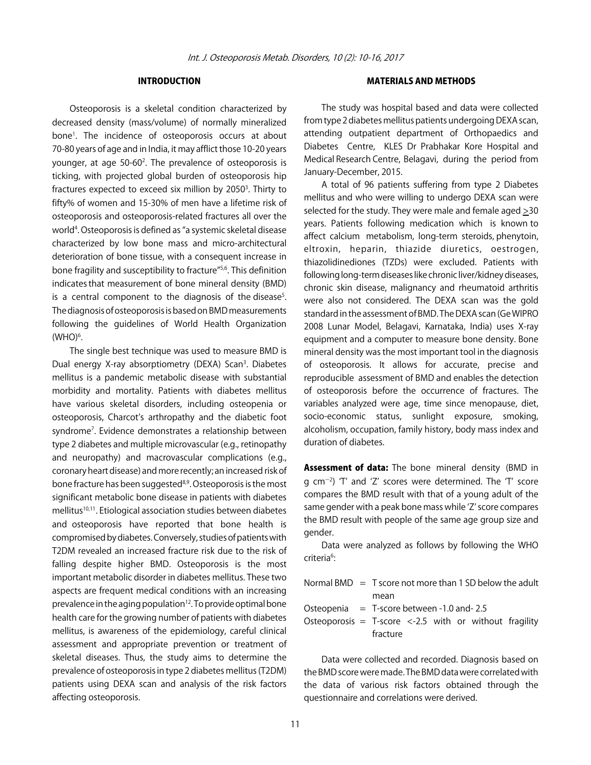## INTRODUCTION

Osteoporosis is a skeletal condition characterized by decreased density (mass/volume) of normally mineralized bone[1]. The incidence of osteoporosis occurs at about 70-80 years of age and in India, it may afflict those 10-20 years younger, at age 50-60[2]. The prevalence of osteoporosis is ticking, with projected global burden of osteoporosis hip fractures expected to exceed six million by 2050[3]. Thirty to fifty% of women and 15-30% of men have a lifetime risk of osteoporosis and osteoporosis-related fractures all over the world[4]. Osteoporosis is defined as "a systemic skeletal disease characterized by low bone mass and micro-architectural deterioration of bone tissue, with a consequent increase in bone fragility and susceptibility to fracture"[5,6]. This definition indicates that measurement of bone mineral density (BMD) is a central component to the diagnosis of the disease[5]. The diagnosis of osteoporosis is based on BMD measurements following the guidelines of World Health Organization (WHO)[6].

The single best technique was used to measure BMD is Dual energy X-ray absorptiometry (DEXA) Scan[3]. Diabetes mellitus is a pandemic metabolic disease with substantial morbidity and mortality. Patients with diabetes mellitus have various skeletal disorders, including osteopenia or osteoporosis, Charcot's arthropathy and the diabetic foot syndrome[7]. Evidence demonstrates a relationship between type 2 diabetes and multiple microvascular (e.g., retinopathy and neuropathy) and macrovascular complications (e.g., coronary heart disease) and more recently; an increased risk of bone fracture has been suggested[8,9]. Osteoporosis is the most significant metabolic bone disease in patients with diabetes mellitus[10,11]. Etiological association studies between diabetes and osteoporosis have reported that bone health is compromised by diabetes. Conversely, studies of patients with T2DM revealed an increased fracture risk due to the risk of falling despite higher BMD. Osteoporosis is the most important metabolic disorder in diabetes mellitus. These two aspects are frequent medical conditions with an increasing prevalence in the aging population[12]. To provide optimal bone health care for the growing number of patients with diabetes mellitus, is awareness of the epidemiology, careful clinical assessment and appropriate prevention or treatment of skeletal diseases. Thus, the study aims to determine the prevalence of osteoporosis in type 2 diabetes mellitus (T2DM) patients using DEXA scan and analysis of the risk factors affecting osteoporosis.

## MATERIALS AND METHODS

The study was hospital based and data were collected from type 2 diabetes mellitus patients undergoing DEXA scan, attending outpatient department of Orthopaedics and Diabetes Centre, KLES Dr Prabhakar Kore Hospital and Medical Research Centre, Belagavi, during the period from January-December, 2015.

A total of 96 patients suffering from type 2 Diabetes mellitus and who were willing to undergo DEXA scan were selected for the study. They were male and female aged $\geq$30 years. Patients following medication which is known to affect calcium metabolism, long-term steroids, phenytoin, eltroxin, heparin, thiazide diuretics, oestrogen, thiazolidinediones (TZDs) were excluded. Patients with following long-term diseases like chronic liver/kidney diseases, chronic skin disease, malignancy and rheumatoid arthritis were also not considered. The DEXA scan was the gold standard in the assessment of BMD. The DEXA scan (Ge WIPRO 2008 Lunar Model, Belagavi, Karnataka, India) uses X-ray equipment and a computer to measure bone density. Bone mineral density was the most important tool in the diagnosis of osteoporosis. It allows for accurate, precise and reproducible assessment of BMD and enables the detection of osteoporosis before the occurrence of fractures. The variables analyzed were age, time since menopause, diet, socio-economic status, sunlight exposure, smoking, alcoholism, occupation, family history, body mass index and duration of diabetes.

**Assessment of data:** The bone mineral density (BMD in g $cm^{-2}$) 'T' and 'Z' scores were determined. The 'T' score compares the BMD result with that of a young adult of the same gender with a peak bone mass while 'Z' score compares the BMD result with people of the same age group size and gender.

Data were analyzed as follows by following the WHO criteria[6]:

Normal BMD = T score not more than 1 SD below the adult mean
Osteopenia = T-score between -1.0 and- 2.5
Osteoporosis = T-score <-2.5 with or without fragility fracture

Data were collected and recorded. Diagnosis based on the BMD score were made. The BMD data were correlated with the data of various risk factors obtained through the questionnaire and correlations were derived.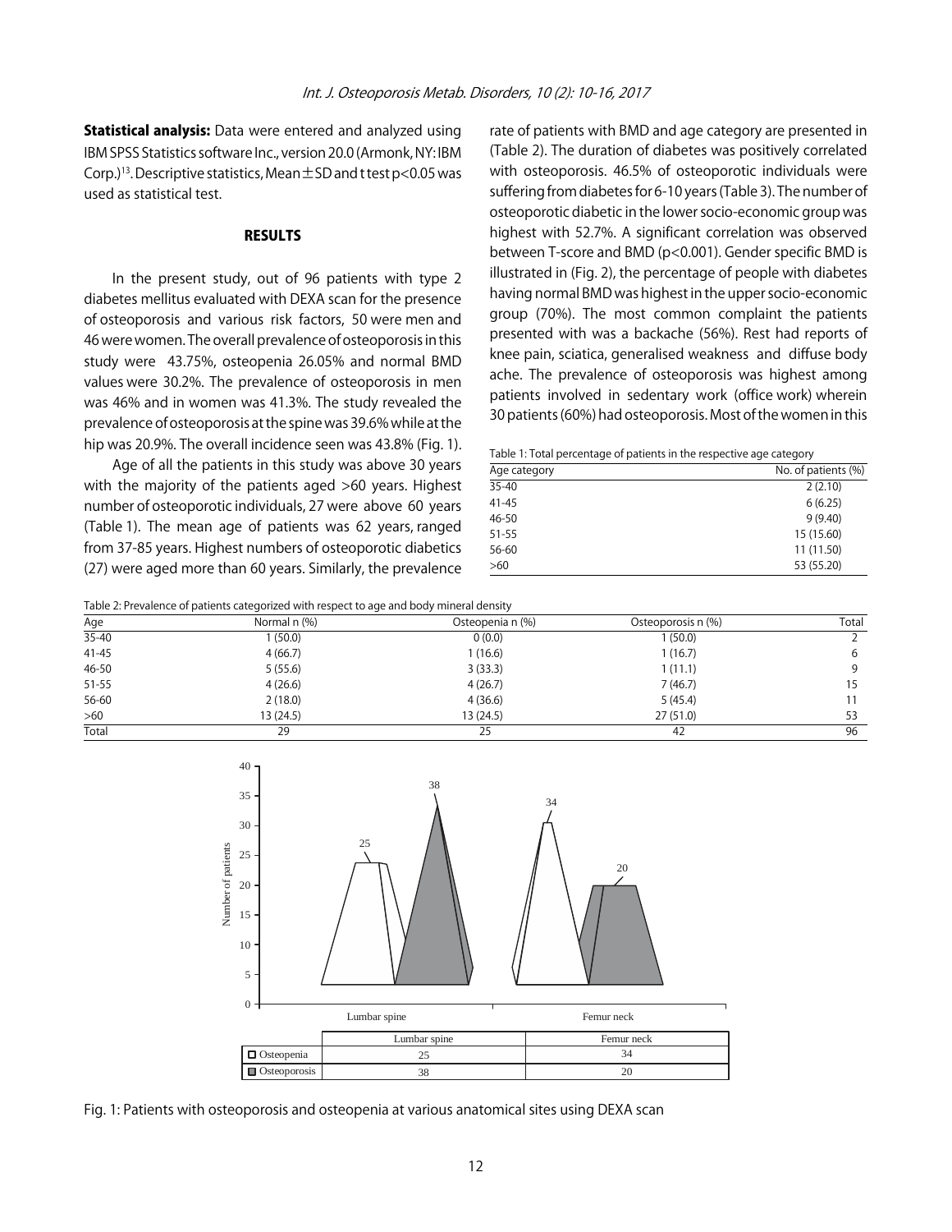**Statistical analysis:** Data were entered and analyzed using IBM SPSS Statistics software Inc., version 20.0 (Armonk, NY: IBM Corp.)[13]. Descriptive statistics, Mean±SD and t test $p<0.05$ was used as statistical test.

## RESULTS

In the present study, out of 96 patients with type 2 diabetes mellitus evaluated with DEXA scan for the presence of osteoporosis and various risk factors, 50 were men and 46 were women. The overall prevalence of osteoporosis in this study were 43.75%, osteopenia 26.05% and normal BMD values were 30.2%. The prevalence of osteoporosis in men was 46% and in women was 41.3%. The study revealed the prevalence of osteoporosis at the spine was 39.6% while at the hip was 20.9%. The overall incidence seen was 43.8% (Fig. 1).

Age of all the patients in this study was above 30 years with the majority of the patients aged >60 years. Highest number of osteoporotic individuals, 27 were above 60 years (Table 1). The mean age of patients was 62 years, ranged from 37-85 years. Highest numbers of osteoporotic diabetics (27) were aged more than 60 years. Similarly, the prevalence rate of patients with BMD and age category are presented in (Table 2). The duration of diabetes was positively correlated with osteoporosis. 46.5% of osteoporotic individuals were suffering from diabetes for 6-10 years (Table 3). The number of osteoporotic diabetic in the lower socio-economic group was highest with 52.7%. A significant correlation was observed between T-score and BMD ($p<0.001$). Gender specific BMD is illustrated in (Fig. 2), the percentage of people with diabetes having normal BMD was highest in the upper socio-economic group (70%). The most common complaint the patients presented with was a backache (56%). Rest had reports of knee pain, sciatica, generalised weakness and diffuse body ache. The prevalence of osteoporosis was highest among patients involved in sedentary work (office work) wherein 30 patients (60%) had osteoporosis. Most of the women in this

Table 1: Total percentage of patients in the respective age category

| Age category | No. of patients (%) |
|---|---|
| 35-40 | 2 (2.10) |
| 41-45 | 6 (6.25) |
| 46-50 | 9 (9.40) |
| 51-55 | 15 (15.60) |
| 56-60 | 11 (11.50) |
| >60 | 53 (55.20) |

Table 2: Prevalence of patients categorized with respect to age and body mineral density

| Age | Normal n (%) | Osteopenia n (%) | Osteoporosis n (%) | Total |
|---|---|---|---|---|
| 35-40 | 1 (50.0) | 0 (0.0) | 1 (50.0) | 2 |
| 41-45 | 4 (66.7) | 1 (16.6) | 1 (16.7) | 6 |
| 46-50 | 5 (55.6) | 3 (33.3) | 1 (11.1) | 9 |
| 51-55 | 4 (26.6) | 4 (26.7) | 7 (46.7) | 15 |
| 56-60 | 2 (18.0) | 4 (36.6) | 5 (45.4) | 11 |
| >60 | 13 (24.5) | 13 (24.5) | 27 (51.0) | 53 |
| Total | 29 | 25 | 42 | 96 |

| | Lumbar spine | Femur neck |
|---|---|---|
| Osteopenia | 25 | 34 |
| Osteoporosis | 38 | 20 |

Fig. 1: Patients with osteoporosis and osteopenia at various anatomical sites using DEXA scan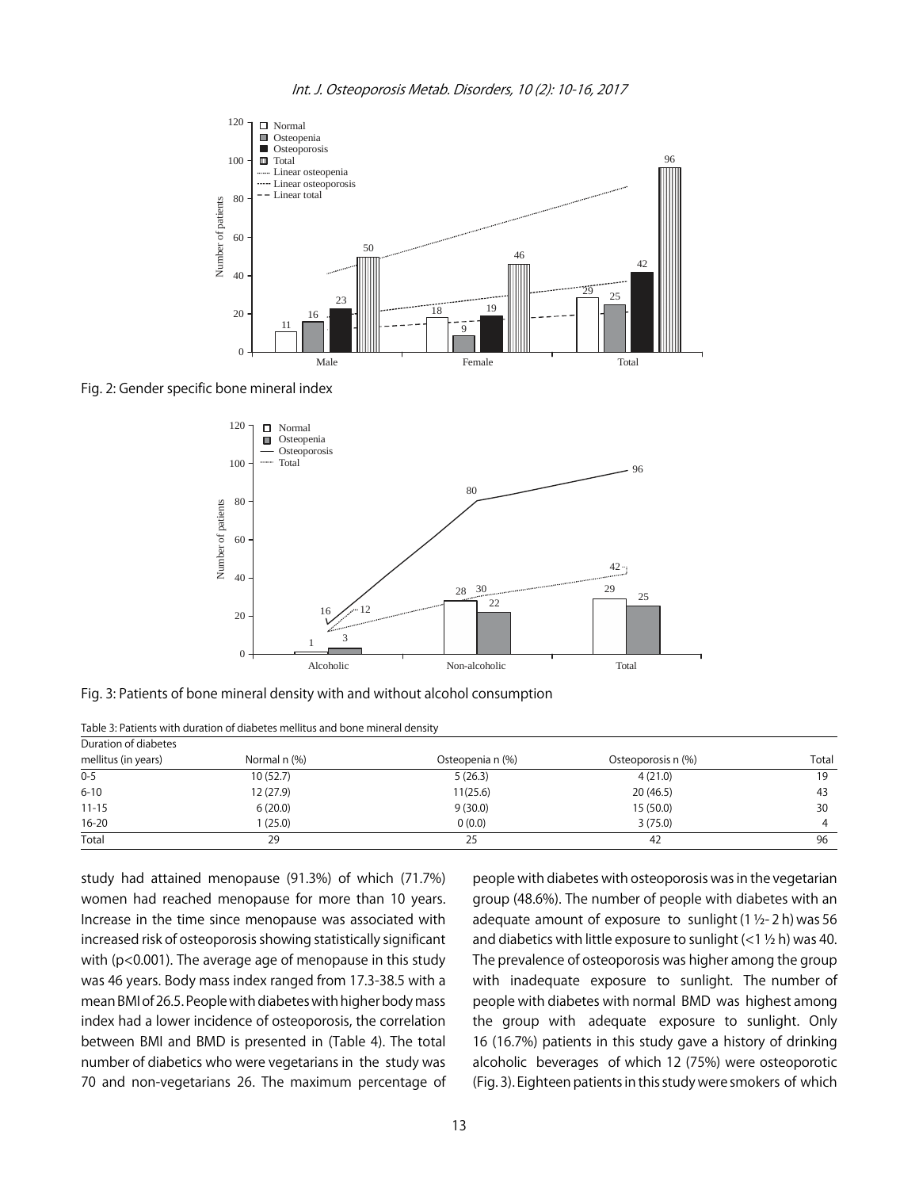Fig. 2: Gender specific bone mineral index

Fig. 3: Patients of bone mineral density with and without alcohol consumption

Table 3: Patients with duration of diabetes mellitus and bone mineral density

| Duration of diabetes mellitus (in years) | Normal n (%) | Osteopenia n (%) | Osteoporosis n (%) | Total |
|---|---|---|---|---|
| 0-5 | 10 (52.7) | 5 (26.3) | 4 (21.0) | 19 |
| 6-10 | 12 (27.9) | 11(25.6) | 20 (46.5) | 43 |
| 11-15 | 6 (20.0) | 9 (30.0) | 15 (50.0) | 30 |
| 16-20 | 1 (25.0) | 0 (0.0) | 3 (75.0) | 4 |
| Total | 29 | 25 | 42 | 96 |

study had attained menopause (91.3%) of which (71.7%) women had reached menopause for more than 10 years. Increase in the time since menopause was associated with increased risk of osteoporosis showing statistically significant with ($p<0.001$). The average age of menopause in this study was 46 years. Body mass index ranged from 17.3-38.5 with a mean BMI of 26.5. People with diabetes with higher body mass index had a lower incidence of osteoporosis, the correlation between BMI and BMD is presented in (Table 4). The total number of diabetics who were vegetarians in the study was 70 and non-vegetarians 26. The maximum percentage of people with diabetes with osteoporosis was in the vegetarian group (48.6%). The number of people with diabetes with an adequate amount of exposure to sunlight (1 ½- 2 h) was 56 and diabetics with little exposure to sunlight (<1 ½ h) was 40. The prevalence of osteoporosis was higher among the group with inadequate exposure to sunlight. The number of people with diabetes with normal BMD was highest among the group with adequate exposure to sunlight. Only 16 (16.7%) patients in this study gave a history of drinking alcoholic beverages of which 12 (75%) were osteoporotic (Fig. 3). Eighteen patients in this study were smokers of which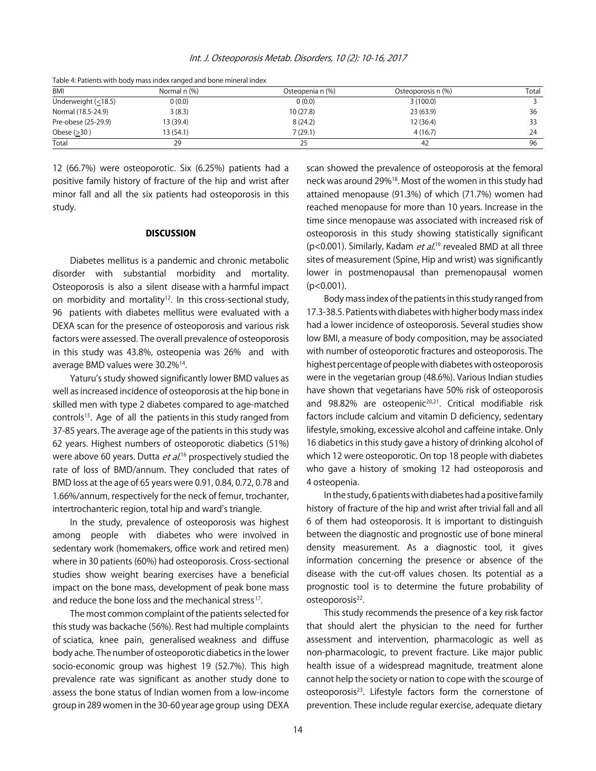Table 4: Patients with body mass index ranged and bone mineral index

| BMI | Normal n (%) | Osteopenia n (%) | Osteoporosis n (%) | Total |
|---|---|---|---|---|
| Underweight ($\leq$18.5) | 0 (0.0) | 0 (0.0) | 3 (100.0) | 3 |
| Normal (18.5-24.9) | 3 (8.3) | 10 (27.8) | 23 (63.9) | 36 |
| Pre-obese (25-29.9) | 13 (39.4) | 8 (24.2) | 12 (36.4) | 33 |
| Obese ($\geq$30 ) | 13 (54.1) | 7 (29.1) | 4 (16.7) | 24 |
| Total | 29 | 25 | 42 | 96 |

12 (66.7%) were osteoporotic. Six (6.25%) patients had a positive family history of fracture of the hip and wrist after minor fall and all the six patients had osteoporosis in this study.

## DISCUSSION

Diabetes mellitus is a pandemic and chronic metabolic disorder with substantial morbidity and mortality. Osteoporosis is also a silent disease with a harmful impact on morbidity and mortality[12]. In this cross-sectional study, 96 patients with diabetes mellitus were evaluated with a DEXA scan for the presence of osteoporosis and various risk factors were assessed. The overall prevalence of osteoporosis in this study was 43.8%, osteopenia was 26% and with average BMD values were 30.2%[14].

Yaturu's study showed significantly lower BMD values as well as increased incidence of osteoporosis at the hip bone in skilled men with type 2 diabetes compared to age-matched controls[15]. Age of all the patients in this study ranged from 37-85 years. The average age of the patients in this study was 62 years. Highest numbers of osteoporotic diabetics (51%) were above 60 years. Dutta *et al.*[16] prospectively studied the rate of loss of BMD/annum. They concluded that rates of BMD loss at the age of 65 years were 0.91, 0.84, 0.72, 0.78 and 1.66%/annum, respectively for the neck of femur, trochanter, intertrochanteric region, total hip and ward's triangle.

In the study, prevalence of osteoporosis was highest among people with diabetes who were involved in sedentary work (homemakers, office work and retired men) where in 30 patients (60%) had osteoporosis. Cross-sectional studies show weight bearing exercises have a beneficial impact on the bone mass, development of peak bone mass and reduce the bone loss and the mechanical stress[17].

The most common complaint of the patients selected for this study was backache (56%). Rest had multiple complaints of sciatica, knee pain, generalised weakness and diffuse body ache. The number of osteoporotic diabetics in the lower socio-economic group was highest 19 (52.7%). This high prevalence rate was significant as another study done to assess the bone status of Indian women from a low-income group in 289 women in the 30-60 year age group using DEXA scan showed the prevalence of osteoporosis at the femoral neck was around 29%[18]. Most of the women in this study had attained menopause (91.3%) of which (71.7%) women had reached menopause for more than 10 years. Increase in the time since menopause was associated with increased risk of osteoporosis in this study showing statistically significant ($p<0.001$). Similarly, Kadam *et al.*[19] revealed BMD at all three sites of measurement (Spine, Hip and wrist) was significantly lower in postmenopausal than premenopausal women ($p<0.001$).

Body mass index of the patients in this study ranged from 17.3-38.5. Patients with diabetes with higher body mass index had a lower incidence of osteoporosis. Several studies show low BMI, a measure of body composition, may be associated with number of osteoporotic fractures and osteoporosis. The highest percentage of people with diabetes with osteoporosis were in the vegetarian group (48.6%). Various Indian studies have shown that vegetarians have 50% risk of osteoporosis and 98.82% are osteopenic[20,21]. Critical modifiable risk factors include calcium and vitamin D deficiency, sedentary lifestyle, smoking, excessive alcohol and caffeine intake. Only 16 diabetics in this study gave a history of drinking alcohol of which 12 were osteoporotic. On top 18 people with diabetes who gave a history of smoking 12 had osteoporosis and 4 osteopenia.

In the study, 6 patients with diabetes had a positive family history of fracture of the hip and wrist after trivial fall and all 6 of them had osteoporosis. It is important to distinguish between the diagnostic and prognostic use of bone mineral density measurement. As a diagnostic tool, it gives information concerning the presence or absence of the disease with the cut-off values chosen. Its potential as a prognostic tool is to determine the future probability of osteoporosis[22].

This study recommends the presence of a key risk factor that should alert the physician to the need for further assessment and intervention, pharmacologic as well as non-pharmacologic, to prevent fracture. Like major public health issue of a widespread magnitude, treatment alone cannot help the society or nation to cope with the scourge of osteoporosis[23]. Lifestyle factors form the cornerstone of prevention. These include regular exercise, adequate dietary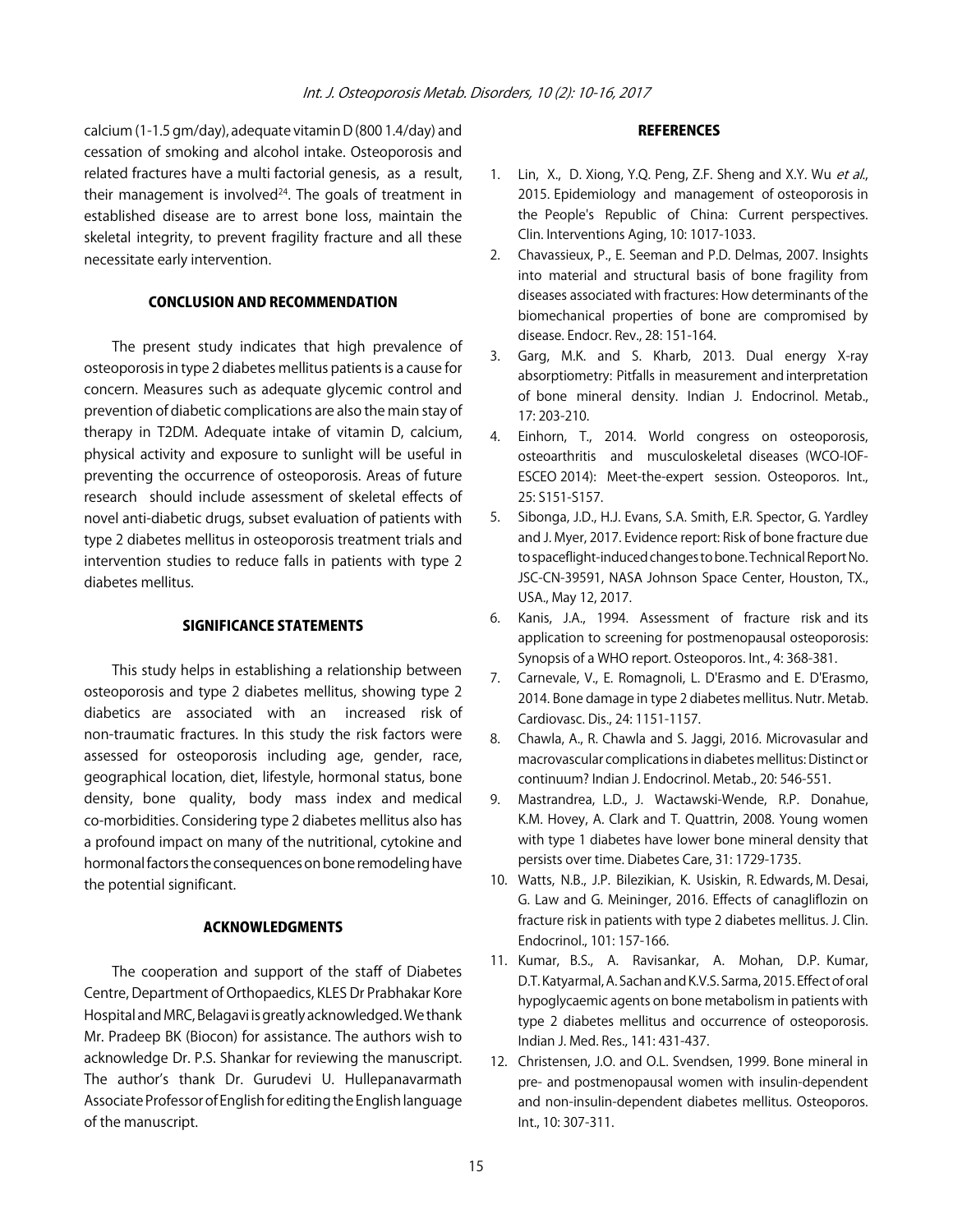calcium (1-1.5 gm/day), adequate vitamin D (800 1.4/day) and cessation of smoking and alcohol intake. Osteoporosis and related fractures have a multi factorial genesis, as a result, their management is involved[24]. The goals of treatment in established disease are to arrest bone loss, maintain the skeletal integrity, to prevent fragility fracture and all these necessitate early intervention.

## CONCLUSION AND RECOMMENDATION

The present study indicates that high prevalence of osteoporosis in type 2 diabetes mellitus patients is a cause for concern. Measures such as adequate glycemic control and prevention of diabetic complications are also the main stay of therapy in T2DM. Adequate intake of vitamin D, calcium, physical activity and exposure to sunlight will be useful in preventing the occurrence of osteoporosis. Areas of future research should include assessment of skeletal effects of novel anti-diabetic drugs, subset evaluation of patients with type 2 diabetes mellitus in osteoporosis treatment trials and intervention studies to reduce falls in patients with type 2 diabetes mellitus.

## SIGNIFICANCE STATEMENTS

This study helps in establishing a relationship between osteoporosis and type 2 diabetes mellitus, showing type 2 diabetics are associated with an increased risk of non-traumatic fractures. In this study the risk factors were assessed for osteoporosis including age, gender, race, geographical location, diet, lifestyle, hormonal status, bone density, bone quality, body mass index and medical co-morbidities. Considering type 2 diabetes mellitus also has a profound impact on many of the nutritional, cytokine and hormonal factors the consequences on bone remodeling have the potential significant.

## ACKNOWLEDGMENTS

The cooperation and support of the staff of Diabetes Centre, Department of Orthopaedics, KLES Dr Prabhakar Kore Hospital and MRC, Belagavi is greatly acknowledged. We thank Mr. Pradeep BK (Biocon) for assistance. The authors wish to acknowledge Dr. P.S. Shankar for reviewing the manuscript. The author's thank Dr. Gurudevi U. Hullepanavarmath Associate Professor of English for editing the English language of the manuscript.

## REFERENCES

1. Lin, X., D. Xiong, Y.Q. Peng, Z.F. Sheng and X.Y. Wu *et al*., 2015. Epidemiology and management of osteoporosis in the People's Republic of China: Current perspectives. Clin. Interventions Aging, 10: 1017-1033.
2. Chavassieux, P., E. Seeman and P.D. Delmas, 2007. Insights into material and structural basis of bone fragility from diseases associated with fractures: How determinants of the biomechanical properties of bone are compromised by disease. Endocr. Rev., 28: 151-164.
3. Garg, M.K. and S. Kharb, 2013. Dual energy X-ray absorptiometry: Pitfalls in measurement and interpretation of bone mineral density. Indian J. Endocrinol. Metab., 17: 203-210.
4. Einhorn, T., 2014. World congress on osteoporosis, osteoarthritis and musculoskeletal diseases (WCO-IOF-ESCEO 2014): Meet-the-expert session. Osteoporos. Int., 25: S151-S157.
5. Sibonga, J.D., H.J. Evans, S.A. Smith, E.R. Spector, G. Yardley and J. Myer, 2017. Evidence report: Risk of bone fracture due to spaceflight-induced changes to bone. Technical Report No. JSC-CN-39591, NASA Johnson Space Center, Houston, TX., USA., May 12, 2017.
6. Kanis, J.A., 1994. Assessment of fracture risk and its application to screening for postmenopausal osteoporosis: Synopsis of a WHO report. Osteoporos. Int., 4: 368-381.
7. Carnevale, V., E. Romagnoli, L. D'Erasmo and E. D'Erasmo, 2014. Bone damage in type 2 diabetes mellitus. Nutr. Metab. Cardiovasc. Dis., 24: 1151-1157.
8. Chawla, A., R. Chawla and S. Jaggi, 2016. Microvasular and macrovascular complications in diabetes mellitus: Distinct or continuum? Indian J. Endocrinol. Metab., 20: 546-551.
9. Mastrandrea, L.D., J. Wactawski-Wende, R.P. Donahue, K.M. Hovey, A. Clark and T. Quattrin, 2008. Young women with type 1 diabetes have lower bone mineral density that persists over time. Diabetes Care, 31: 1729-1735.
10. Watts, N.B., J.P. Bilezikian, K. Usiskin, R. Edwards, M. Desai, G. Law and G. Meininger, 2016. Effects of canagliflozin on fracture risk in patients with type 2 diabetes mellitus. J. Clin. Endocrinol., 101: 157-166.
11. Kumar, B.S., A. Ravisankar, A. Mohan, D.P. Kumar, D.T. Katyarmal, A. Sachan and K.V.S. Sarma, 2015. Effect of oral hypoglycaemic agents on bone metabolism in patients with type 2 diabetes mellitus and occurrence of osteoporosis. Indian J. Med. Res., 141: 431-437.
12. Christensen, J.O. and O.L. Svendsen, 1999. Bone mineral in pre- and postmenopausal women with insulin-dependent and non-insulin-dependent diabetes mellitus. Osteoporos. Int., 10: 307-311.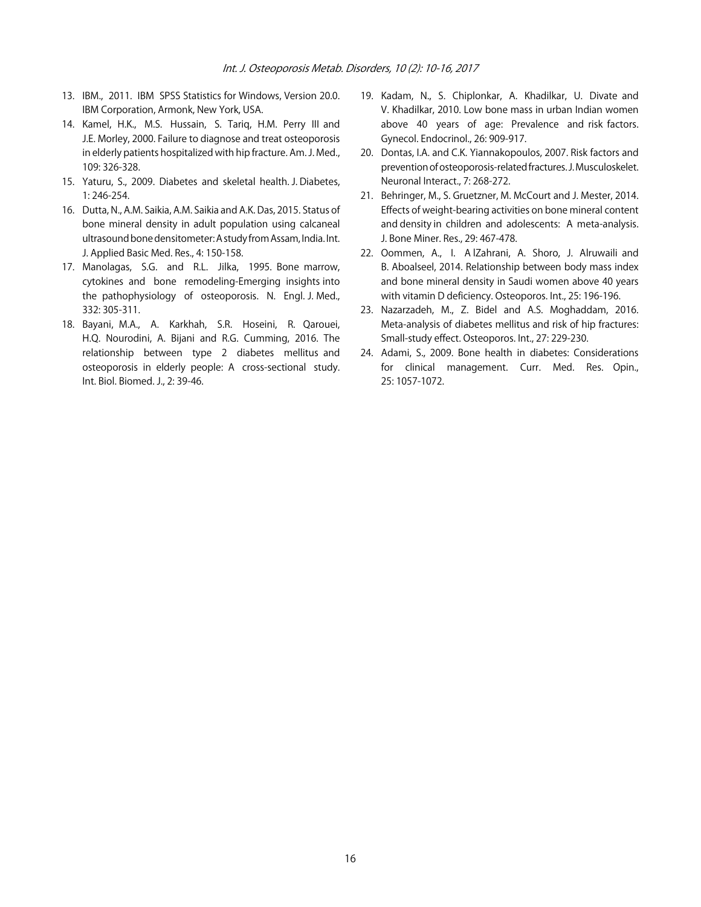13. IBM., 2011. IBM SPSS Statistics for Windows, Version 20.0. IBM Corporation, Armonk, New York, USA.
14. Kamel, H.K., M.S. Hussain, S. Tariq, H.M. Perry III and J.E. Morley, 2000. Failure to diagnose and treat osteoporosis in elderly patients hospitalized with hip fracture. Am. J. Med., 109: 326-328.
15. Yaturu, S., 2009. Diabetes and skeletal health. J. Diabetes, 1: 246-254.
16. Dutta, N., A.M. Saikia, A.M. Saikia and A.K. Das, 2015. Status of bone mineral density in adult population using calcaneal ultrasound bone densitometer: A study from Assam, India. Int. J. Applied Basic Med. Res., 4: 150-158.
17. Manolagas, S.G. and R.L. Jilka, 1995. Bone marrow, cytokines and bone remodeling-Emerging insights into the pathophysiology of osteoporosis. N. Engl. J. Med., 332: 305-311.
18. Bayani, M.A., A. Karkhah, S.R. Hoseini, R. Qarouei, H.Q. Nourodini, A. Bijani and R.G. Cumming, 2016. The relationship between type 2 diabetes mellitus and osteoporosis in elderly people: A cross-sectional study. Int. Biol. Biomed. J., 2: 39-46.
19. Kadam, N., S. Chiplonkar, A. Khadilkar, U. Divate and V. Khadilkar, 2010. Low bone mass in urban Indian women above 40 years of age: Prevalence and risk factors. Gynecol. Endocrinol., 26: 909-917.
20. Dontas, I.A. and C.K. Yiannakopoulos, 2007. Risk factors and prevention of osteoporosis-related fractures. J. Musculoskelet. Neuronal Interact., 7: 268-272.
21. Behringer, M., S. Gruetzner, M. McCourt and J. Mester, 2014. Effects of weight-bearing activities on bone mineral content and density in children and adolescents: A meta-analysis. J. Bone Miner. Res., 29: 467-478.
22. Oommen, A., I. AlZahrani, A. Shoro, J. Alruwaili and B. Aboalseel, 2014. Relationship between body mass index and bone mineral density in Saudi women above 40 years with vitamin D deficiency. Osteoporos. Int., 25: 196-196.
23. Nazarzadeh, M., Z. Bidel and A.S. Moghaddam, 2016. Meta-analysis of diabetes mellitus and risk of hip fractures: Small-study effect. Osteoporos. Int., 27: 229-230.
24. Adami, S., 2009. Bone health in diabetes: Considerations for clinical management. Curr. Med. Res. Opin., 25: 1057-1072.